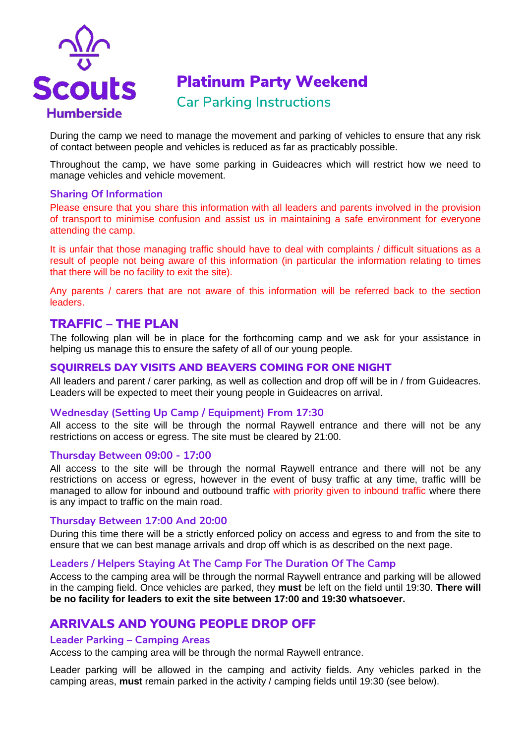Scouts Humberside

# Platinum Party Weekend

## Car Parking Instructions

During the camp we need to manage the movement and parking of vehicles to ensure that any risk of contact between people and vehicles is reduced as far as practicably possible.

Throughout the camp, we have some parking in Guideacres which will restrict how we need to manage vehicles and vehicle movement.

### Sharing Of Information

Please ensure that you share this information with all leaders and parents involved in the provision of transport to minimise confusion and assist us in maintaining a safe environment for everyone attending the camp.

It is unfair that those managing traffic should have to deal with complaints / difficult situations as a result of people not being aware of this information (in particular the information relating to times that there will be no facility to exit the site).

Any parents / carers that are not aware of this information will be referred back to the section leaders.

## TRAFFIC – THE PLAN

The following plan will be in place for the forthcoming camp and we ask for your assistance in helping us manage this to ensure the safety of all of our young people.

### SQUIRRELS DAY VISITS AND BEAVERS COMING FOR ONE NIGHT

All leaders and parent / carer parking, as well as collection and drop off will be in / from Guideacres. Leaders will be expected to meet their young people in Guideacres on arrival.

### Wednesday (Setting Up Camp / Equipment) From 17:30

All access to the site will be through the normal Raywell entrance and there will not be any restrictions on access or egress. The site must be cleared by 21:00.

### Thursday Between 09:00 - 17:00

All access to the site will be through the normal Raywell entrance and there will not be any restrictions on access or egress, however in the event of busy traffic at any time, traffic willl be managed to allow for inbound and outbound traffic with priority given to inbound traffic where there is any impact to traffic on the main road.

### Thursday Between 17:00 And 20:00

During this time there will be a strictly enforced policy on access and egress to and from the site to ensure that we can best manage arrivals and drop off which is as described on the next page.

### Leaders / Helpers Staying At The Camp For The Duration Of The Camp

Access to the camping area will be through the normal Raywell entrance and parking will be allowed in the camping field. Once vehicles are parked, they **must** be left on the field until 19:30. **There will be no facility for leaders to exit the site between 17:00 and 19:30 whatsoever.**

## ARRIVALS AND YOUNG PEOPLE DROP OFF

### Leader Parking – Camping Areas

Access to the camping area will be through the normal Raywell entrance.

Leader parking will be allowed in the camping and activity fields. Any vehicles parked in the camping areas, **must** remain parked in the activity / camping fields until 19:30 (see below).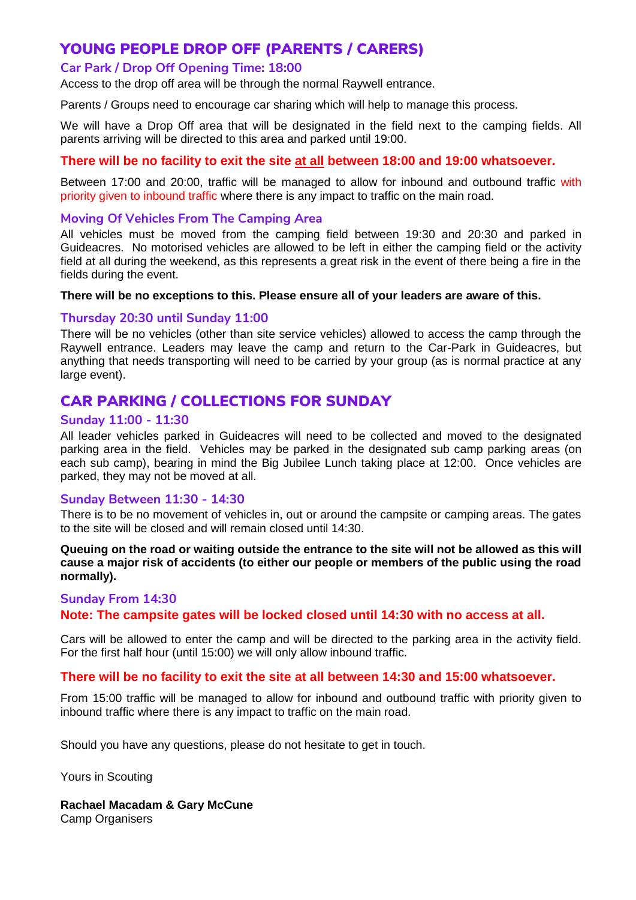## YOUNG PEOPLE DROP OFF (PARENTS / CARERS)

### Car Park / Drop Off Opening Time: 18:00

Access to the drop off area will be through the normal Raywell entrance.

Parents / Groups need to encourage car sharing which will help to manage this process.

We will have a Drop Off area that will be designated in the field next to the camping fields. All parents arriving will be directed to this area and parked until 19:00.

**There will be no facility to exit the site at all between 18:00 and 19:00 whatsoever.**

Between 17:00 and 20:00, traffic will be managed to allow for inbound and outbound traffic with priority given to inbound traffic where there is any impact to traffic on the main road.

### Moving Of Vehicles From The Camping Area

All vehicles must be moved from the camping field between 19:30 and 20:30 and parked in Guideacres. No motorised vehicles are allowed to be left in either the camping field or the activity field at all during the weekend, as this represents a great risk in the event of there being a fire in the fields during the event.

**There will be no exceptions to this. Please ensure all of your leaders are aware of this.**

### Thursday 20:30 until Sunday 11:00

There will be no vehicles (other than site service vehicles) allowed to access the camp through the Raywell entrance. Leaders may leave the camp and return to the Car-Park in Guideacres, but anything that needs transporting will need to be carried by your group (as is normal practice at any large event).

## CAR PARKING / COLLECTIONS FOR SUNDAY

### Sunday 11:00 - 11:30

All leader vehicles parked in Guideacres will need to be collected and moved to the designated parking area in the field. Vehicles may be parked in the designated sub camp parking areas (on each sub camp), bearing in mind the Big Jubilee Lunch taking place at 12:00. Once vehicles are parked, they may not be moved at all.

### Sunday Between 11:30 - 14:30

There is to be no movement of vehicles in, out or around the campsite or camping areas. The gates to the site will be closed and will remain closed until 14:30.

**Queuing on the road or waiting outside the entrance to the site will not be allowed as this will cause a major risk of accidents (to either our people or members of the public using the road normally).**

### Sunday From 14:30

**Note: The campsite gates will be locked closed until 14:30 with no access at all.**

Cars will be allowed to enter the camp and will be directed to the parking area in the activity field. For the first half hour (until 15:00) we will only allow inbound traffic.

**There will be no facility to exit the site at all between 14:30 and 15:00 whatsoever.**

From 15:00 traffic will be managed to allow for inbound and outbound traffic with priority given to inbound traffic where there is any impact to traffic on the main road.

Should you have any questions, please do not hesitate to get in touch.

Yours in Scouting

**Rachael Macadam & Gary McCune**
Camp Organisers